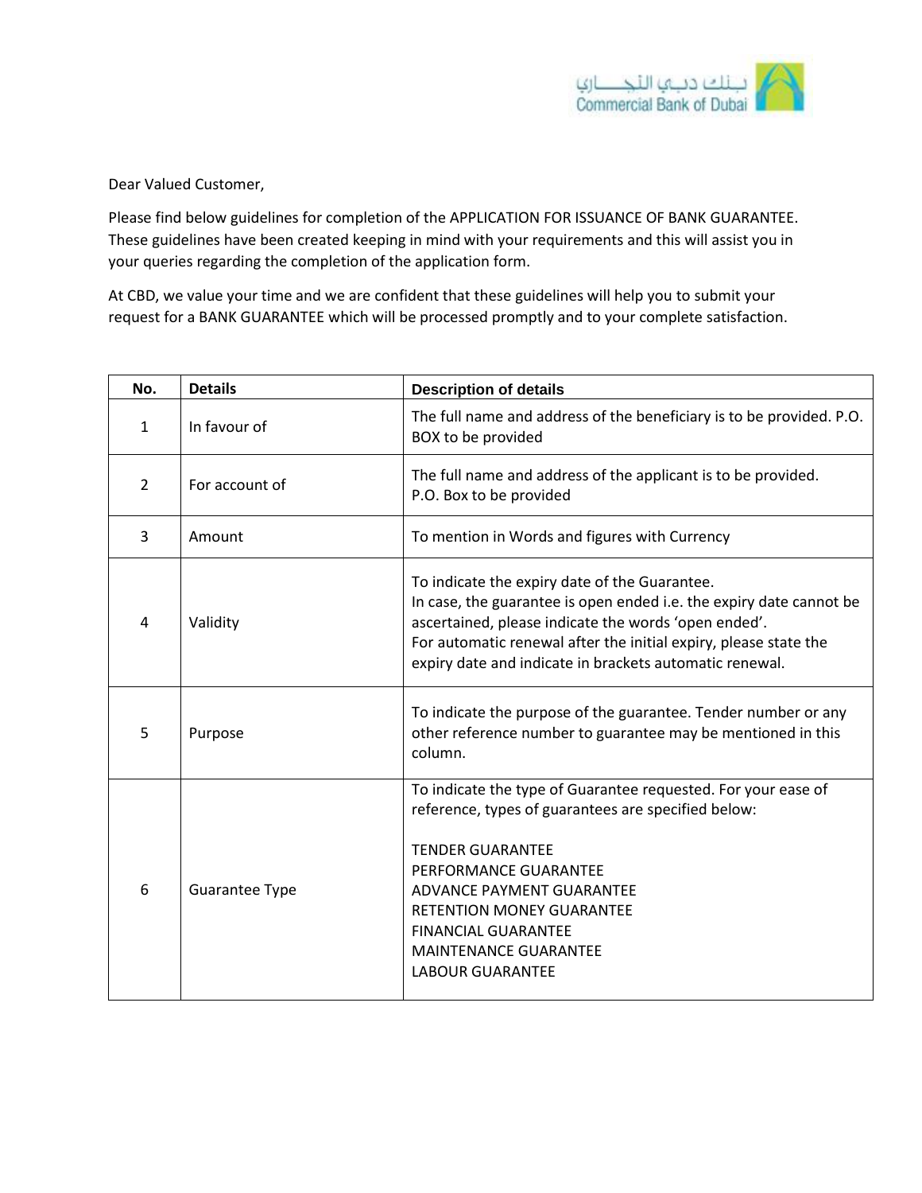Dear Valued Customer,

Please find below guidelines for completion of the APPLICATION FOR ISSUANCE OF BANK GUARANTEE. These guidelines have been created keeping in mind with your requirements and this will assist you in your queries regarding the completion of the application form.

At CBD, we value your time and we are confident that these guidelines will help you to submit your request for a BANK GUARANTEE which will be processed promptly and to your complete satisfaction.

| No. | Details | Description of details |
|---|---|---|
| 1 | In favour of | The full name and address of the beneficiary is to be provided. P.O. BOX to be provided |
| 2 | For account of | The full name and address of the applicant is to be provided. P.O. Box to be provided |
| 3 | Amount | To mention in Words and figures with Currency |
| 4 | Validity | To indicate the expiry date of the Guarantee.<br>In case, the guarantee is open ended i.e. the expiry date cannot be ascertained, please indicate the words 'open ended'.<br>For automatic renewal after the initial expiry, please state the expiry date and indicate in brackets automatic renewal. |
| 5 | Purpose | To indicate the purpose of the guarantee. Tender number or any other reference number to guarantee may be mentioned in this column. |
| 6 | Guarantee Type | To indicate the type of Guarantee requested. For your ease of reference, types of guarantees are specified below:<br><br>TENDER GUARANTEE<br>PERFORMANCE GUARANTEE<br>ADVANCE PAYMENT GUARANTEE<br>RETENTION MONEY GUARANTEE<br>FINANCIAL GUARANTEE<br>MAINTENANCE GUARANTEE<br>LABOUR GUARANTEE |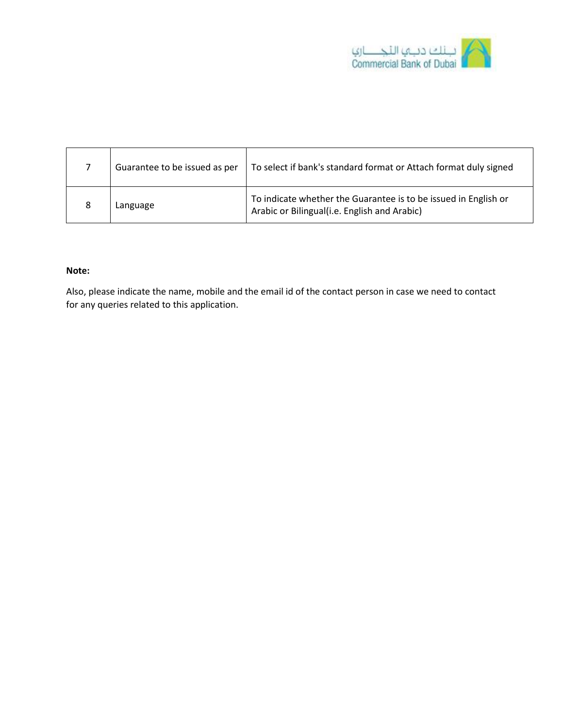| | | |
|---|---|---|
| 7 | Guarantee to be issued as per | To select if bank's standard format or Attach format duly signed |
| 8 | Language | To indicate whether the Guarantee is to be issued in English or Arabic or Bilingual(i.e. English and Arabic) |

**Note:**

Also, please indicate the name, mobile and the email id of the contact person in case we need to contact for any queries related to this application.